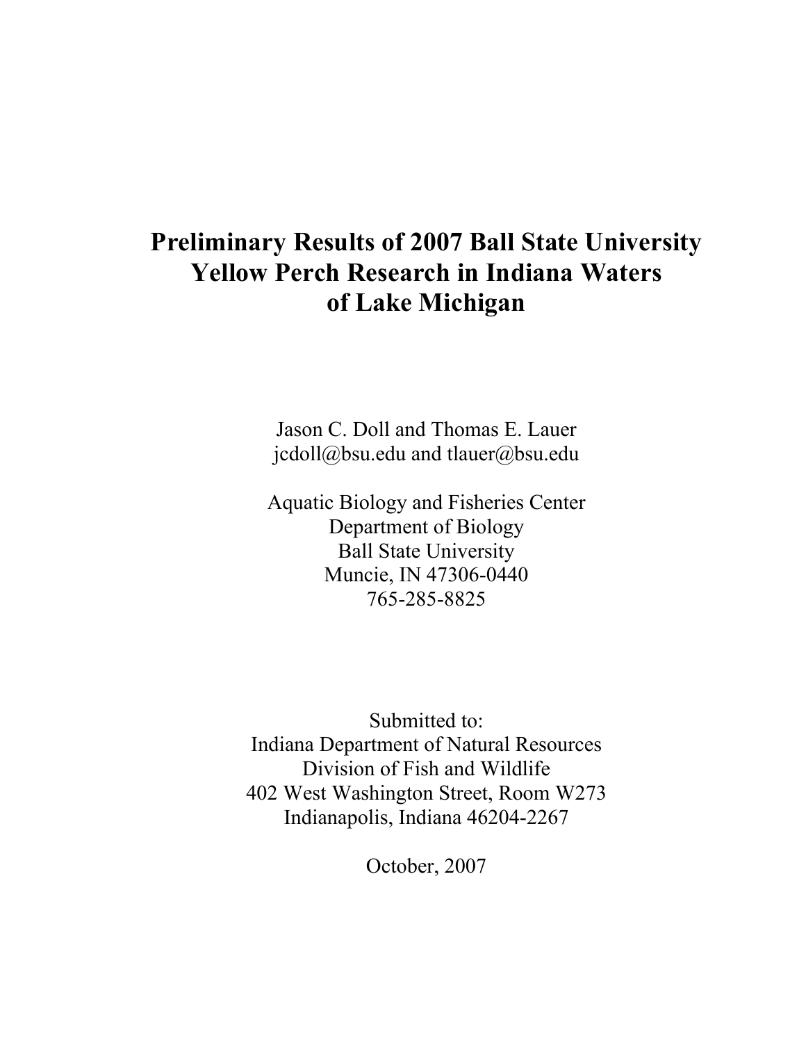# Preliminary Results of 2007 Ball State University Yellow Perch Research in Indiana Waters of Lake Michigan

Jason C. Doll and Thomas E. Lauer
jcdoll@bsu.edu and tlauer@bsu.edu

Aquatic Biology and Fisheries Center
Department of Biology
Ball State University
Muncie, IN 47306-0440
765-285-8825

Submitted to:
Indiana Department of Natural Resources
Division of Fish and Wildlife
402 West Washington Street, Room W273
Indianapolis, Indiana 46204-2267

October, 2007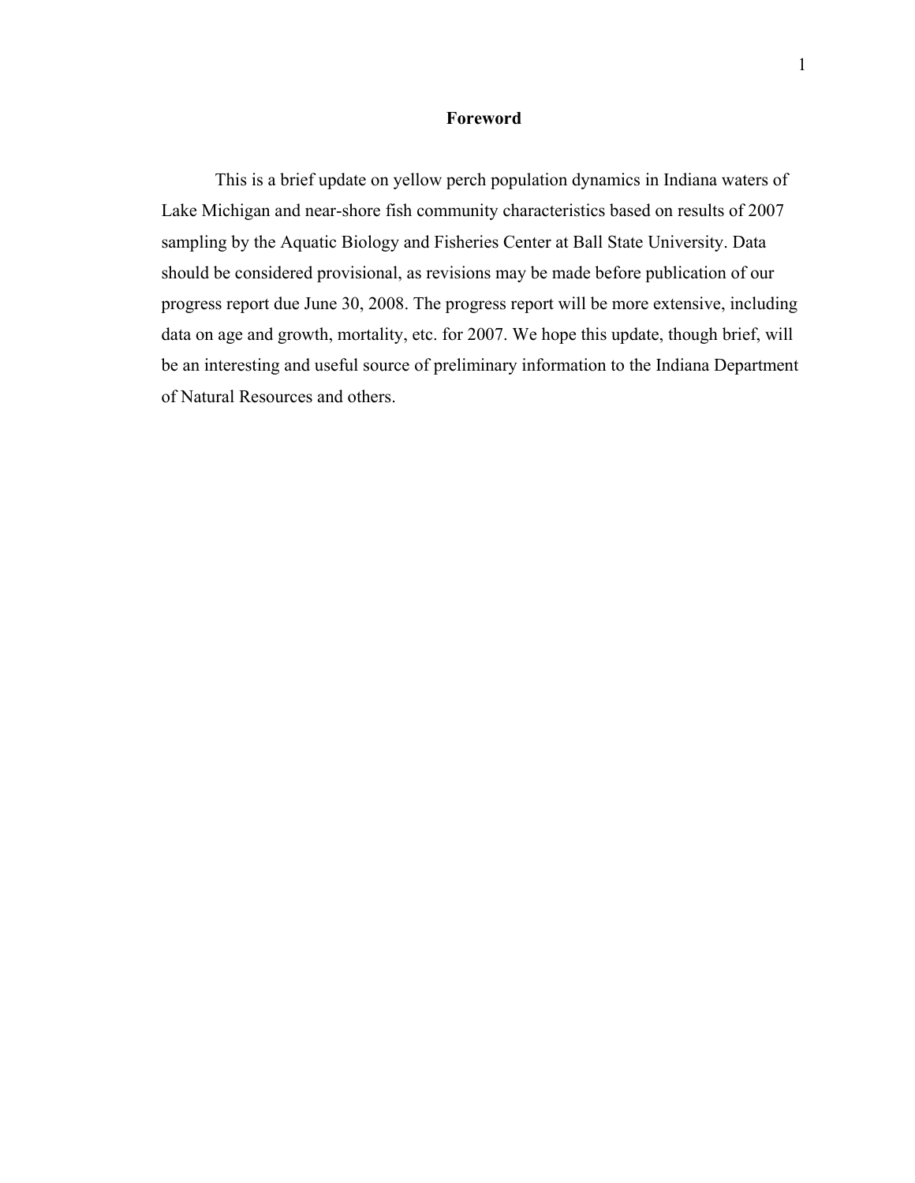# Foreword

This is a brief update on yellow perch population dynamics in Indiana waters of Lake Michigan and near-shore fish community characteristics based on results of 2007 sampling by the Aquatic Biology and Fisheries Center at Ball State University. Data should be considered provisional, as revisions may be made before publication of our progress report due June 30, 2008. The progress report will be more extensive, including data on age and growth, mortality, etc. for 2007. We hope this update, though brief, will be an interesting and useful source of preliminary information to the Indiana Department of Natural Resources and others.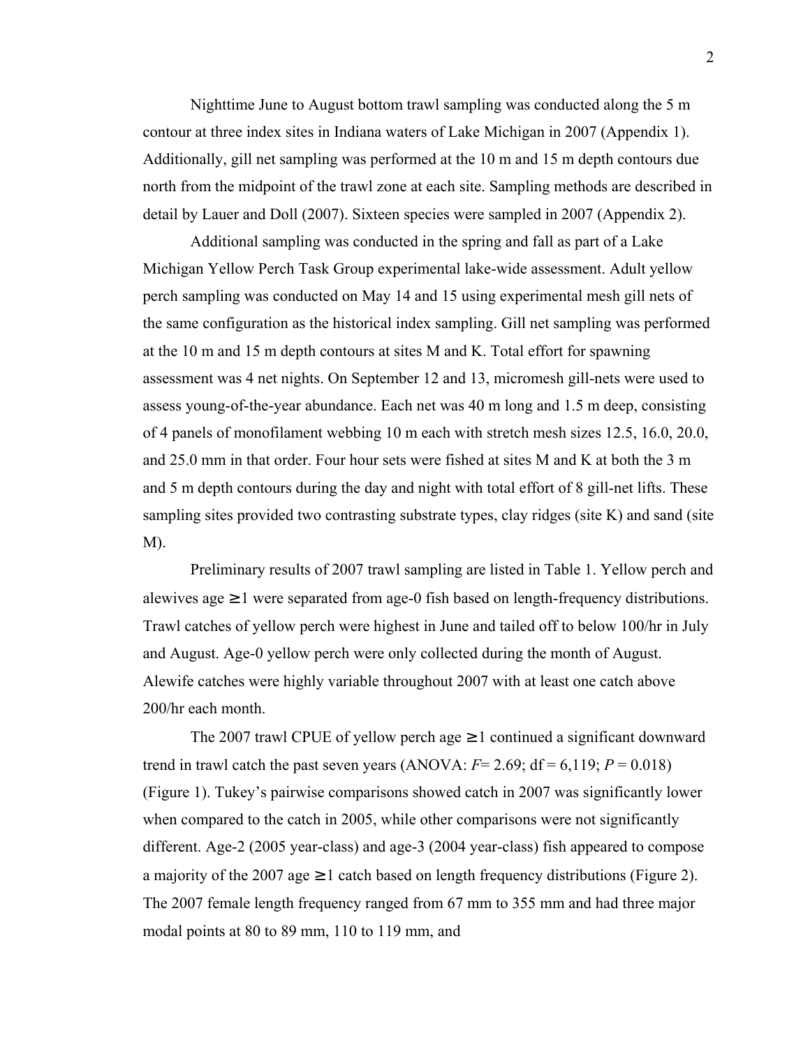Nighttime June to August bottom trawl sampling was conducted along the 5 m contour at three index sites in Indiana waters of Lake Michigan in 2007 (Appendix 1). Additionally, gill net sampling was performed at the 10 m and 15 m depth contours due north from the midpoint of the trawl zone at each site. Sampling methods are described in detail by Lauer and Doll (2007). Sixteen species were sampled in 2007 (Appendix 2).

Additional sampling was conducted in the spring and fall as part of a Lake Michigan Yellow Perch Task Group experimental lake-wide assessment. Adult yellow perch sampling was conducted on May 14 and 15 using experimental mesh gill nets of the same configuration as the historical index sampling. Gill net sampling was performed at the 10 m and 15 m depth contours at sites M and K. Total effort for spawning assessment was 4 net nights. On September 12 and 13, micromesh gill-nets were used to assess young-of-the-year abundance. Each net was 40 m long and 1.5 m deep, consisting of 4 panels of monofilament webbing 10 m each with stretch mesh sizes 12.5, 16.0, 20.0, and 25.0 mm in that order. Four hour sets were fished at sites M and K at both the 3 m and 5 m depth contours during the day and night with total effort of 8 gill-net lifts. These sampling sites provided two contrasting substrate types, clay ridges (site K) and sand (site M).

Preliminary results of 2007 trawl sampling are listed in Table 1. Yellow perch and alewives age ≥1 were separated from age-0 fish based on length-frequency distributions. Trawl catches of yellow perch were highest in June and tailed off to below 100/hr in July and August. Age-0 yellow perch were only collected during the month of August. Alewife catches were highly variable throughout 2007 with at least one catch above 200/hr each month.

The 2007 trawl CPUE of yellow perch age ≥1 continued a significant downward trend in trawl catch the past seven years (ANOVA: $F$= 2.69; df = 6,119; $P$ = 0.018) (Figure 1). Tukey's pairwise comparisons showed catch in 2007 was significantly lower when compared to the catch in 2005, while other comparisons were not significantly different. Age-2 (2005 year-class) and age-3 (2004 year-class) fish appeared to compose a majority of the 2007 age ≥1 catch based on length frequency distributions (Figure 2). The 2007 female length frequency ranged from 67 mm to 355 mm and had three major modal points at 80 to 89 mm, 110 to 119 mm, and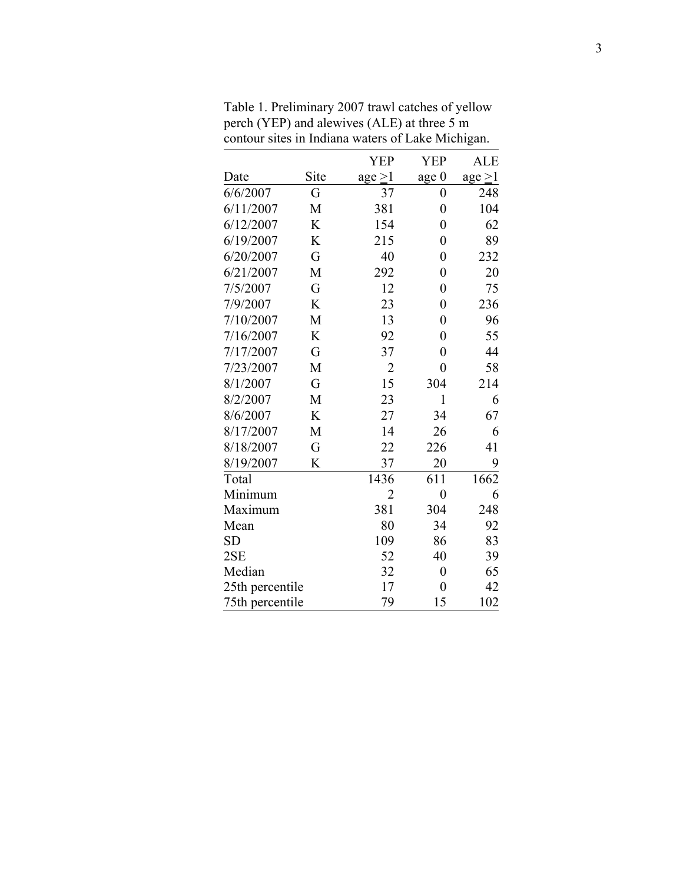Table 1. Preliminary 2007 trawl catches of yellow perch (YEP) and alewives (ALE) at three 5 m contour sites in Indiana waters of Lake Michigan.

| Date | Site | YEP age ≥1 | YEP age 0 | ALE age ≥1 |
|---|---|---|---|---|
| 6/6/2007 | G | 37 | 0 | 248 |
| 6/11/2007 | M | 381 | 0 | 104 |
| 6/12/2007 | K | 154 | 0 | 62 |
| 6/19/2007 | K | 215 | 0 | 89 |
| 6/20/2007 | G | 40 | 0 | 232 |
| 6/21/2007 | M | 292 | 0 | 20 |
| 7/5/2007 | G | 12 | 0 | 75 |
| 7/9/2007 | K | 23 | 0 | 236 |
| 7/10/2007 | M | 13 | 0 | 96 |
| 7/16/2007 | K | 92 | 0 | 55 |
| 7/17/2007 | G | 37 | 0 | 44 |
| 7/23/2007 | M | 2 | 0 | 58 |
| 8/1/2007 | G | 15 | 304 | 214 |
| 8/2/2007 | M | 23 | 1 | 6 |
| 8/6/2007 | K | 27 | 34 | 67 |
| 8/17/2007 | M | 14 | 26 | 6 |
| 8/18/2007 | G | 22 | 226 | 41 |
| 8/19/2007 | K | 37 | 20 | 9 |
| Total | | 1436 | 611 | 1662 |
| Minimum | | 2 | 0 | 6 |
| Maximum | | 381 | 304 | 248 |
| Mean | | 80 | 34 | 92 |
| SD | | 109 | 86 | 83 |
| 2SE | | 52 | 40 | 39 |
| Median | | 32 | 0 | 65 |
| 25th percentile | | 17 | 0 | 42 |
| 75th percentile | | 79 | 15 | 102 |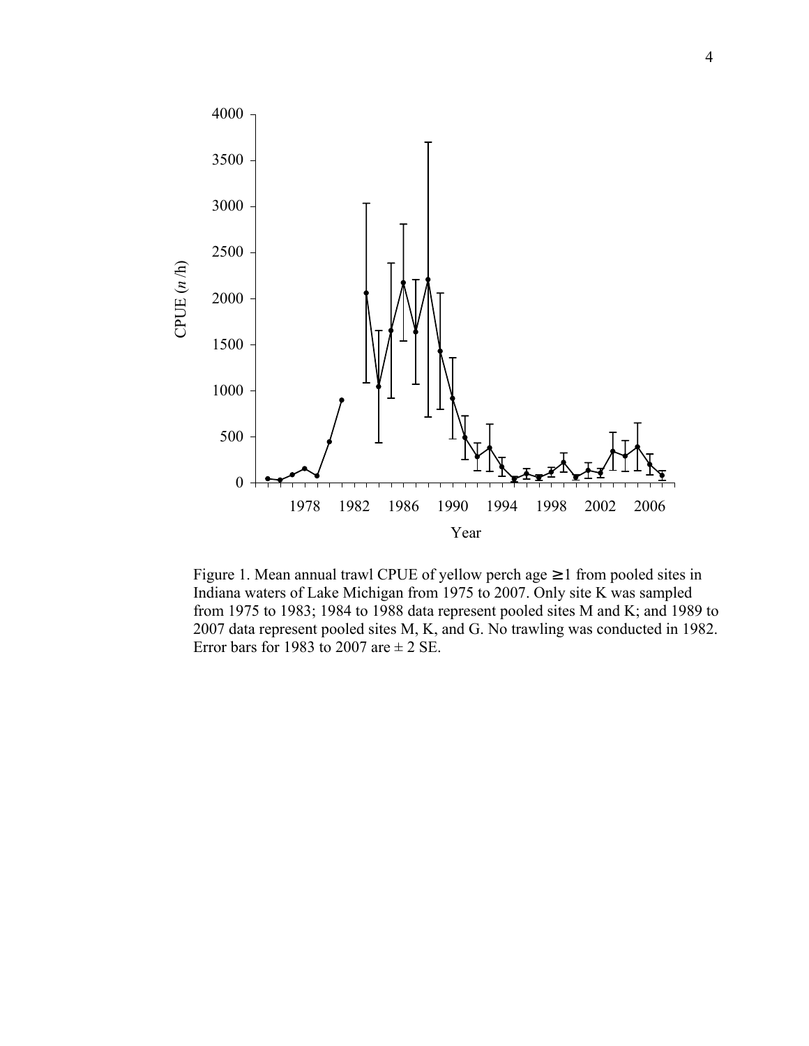Figure 1. Mean annual trawl CPUE of yellow perch age ≥1 from pooled sites in Indiana waters of Lake Michigan from 1975 to 2007. Only site K was sampled from 1975 to 1983; 1984 to 1988 data represent pooled sites M and K; and 1989 to 2007 data represent pooled sites M, K, and G. No trawling was conducted in 1982. Error bars for 1983 to 2007 are ± 2 SE.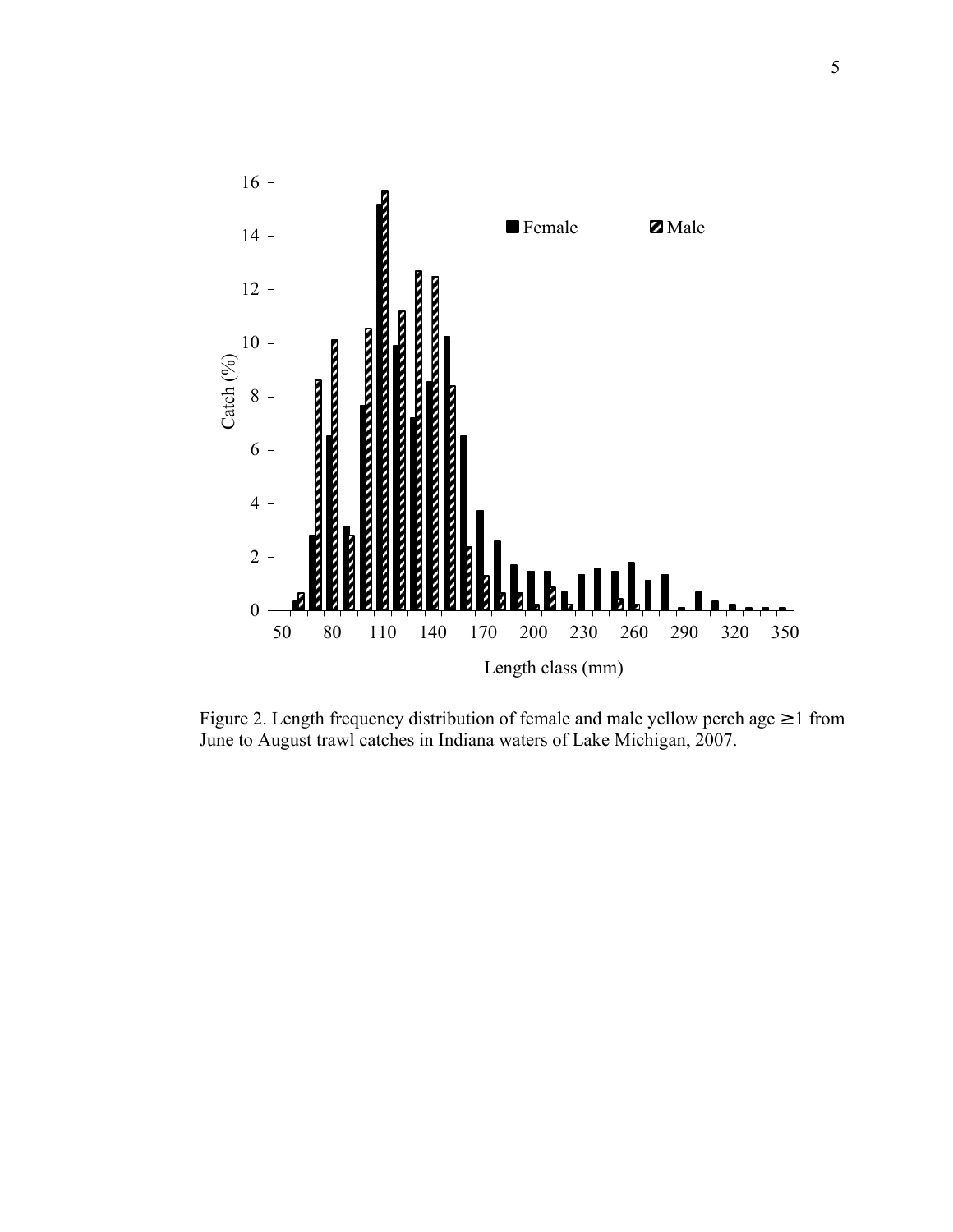Figure 2. Length frequency distribution of female and male yellow perch age ≥ 1 from June to August trawl catches in Indiana waters of Lake Michigan, 2007.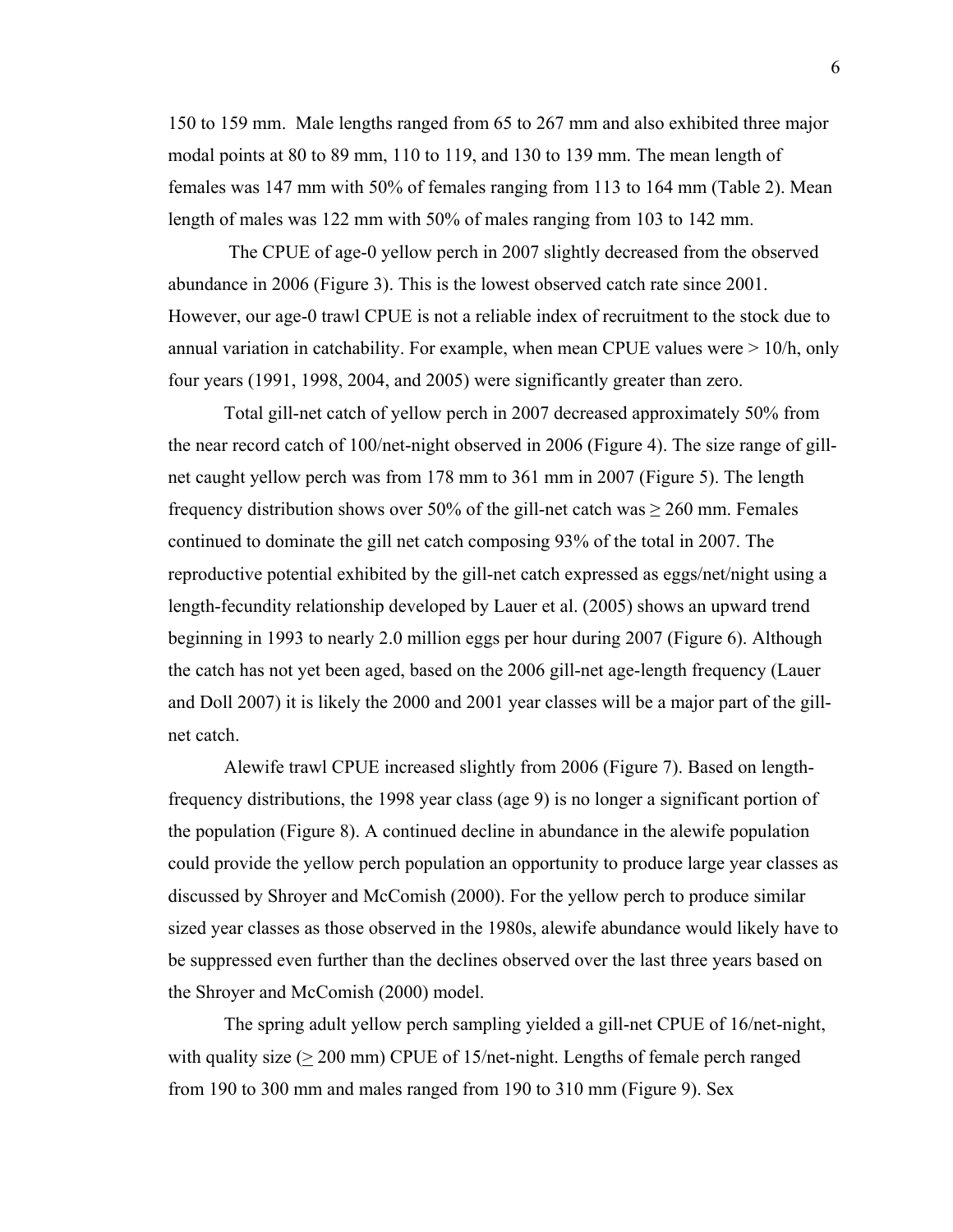150 to 159 mm. Male lengths ranged from 65 to 267 mm and also exhibited three major modal points at 80 to 89 mm, 110 to 119, and 130 to 139 mm. The mean length of females was 147 mm with 50% of females ranging from 113 to 164 mm (Table 2). Mean length of males was 122 mm with 50% of males ranging from 103 to 142 mm.

The CPUE of age-0 yellow perch in 2007 slightly decreased from the observed abundance in 2006 (Figure 3). This is the lowest observed catch rate since 2001. However, our age-0 trawl CPUE is not a reliable index of recruitment to the stock due to annual variation in catchability. For example, when mean CPUE values were > 10/h, only four years (1991, 1998, 2004, and 2005) were significantly greater than zero.

Total gill-net catch of yellow perch in 2007 decreased approximately 50% from the near record catch of 100/net-night observed in 2006 (Figure 4). The size range of gill-net caught yellow perch was from 178 mm to 361 mm in 2007 (Figure 5). The length frequency distribution shows over 50% of the gill-net catch was ≥ 260 mm. Females continued to dominate the gill net catch composing 93% of the total in 2007. The reproductive potential exhibited by the gill-net catch expressed as eggs/net/night using a length-fecundity relationship developed by Lauer et al. (2005) shows an upward trend beginning in 1993 to nearly 2.0 million eggs per hour during 2007 (Figure 6). Although the catch has not yet been aged, based on the 2006 gill-net age-length frequency (Lauer and Doll 2007) it is likely the 2000 and 2001 year classes will be a major part of the gill-net catch.

Alewife trawl CPUE increased slightly from 2006 (Figure 7). Based on length-frequency distributions, the 1998 year class (age 9) is no longer a significant portion of the population (Figure 8). A continued decline in abundance in the alewife population could provide the yellow perch population an opportunity to produce large year classes as discussed by Shroyer and McComish (2000). For the yellow perch to produce similar sized year classes as those observed in the 1980s, alewife abundance would likely have to be suppressed even further than the declines observed over the last three years based on the Shroyer and McComish (2000) model.

The spring adult yellow perch sampling yielded a gill-net CPUE of 16/net-night, with quality size (≥ 200 mm) CPUE of 15/net-night. Lengths of female perch ranged from 190 to 300 mm and males ranged from 190 to 310 mm (Figure 9). Sex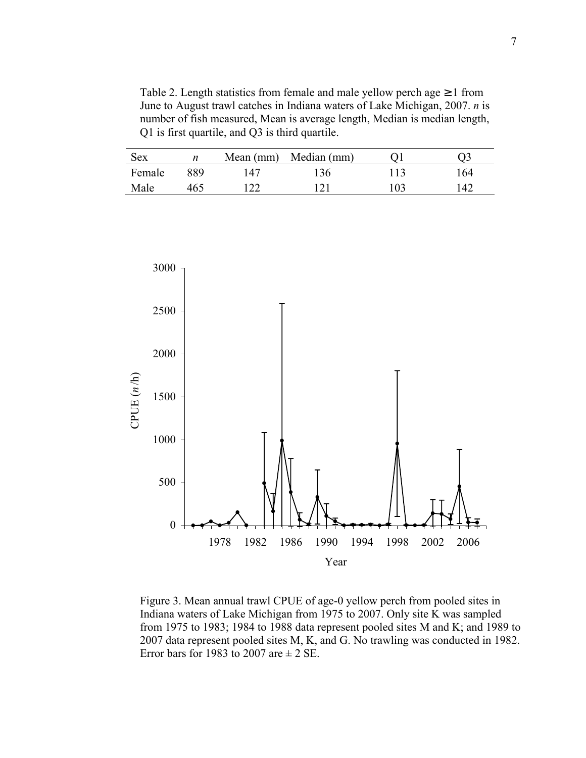Table 2. Length statistics from female and male yellow perch age ≥ 1 from June to August trawl catches in Indiana waters of Lake Michigan, 2007. *n* is number of fish measured, Mean is average length, Median is median length, Q1 is first quartile, and Q3 is third quartile.

| Sex | *n* | Mean (mm) | Median (mm) | Q1 | Q3 |
|---|---|---|---|---|---|
| Female | 889 | 147 | 136 | 113 | 164 |
| Male | 465 | 122 | 121 | 103 | 142 |

Figure 3. Mean annual trawl CPUE of age-0 yellow perch from pooled sites in Indiana waters of Lake Michigan from 1975 to 2007. Only site K was sampled from 1975 to 1983; 1984 to 1988 data represent pooled sites M and K; and 1989 to 2007 data represent pooled sites M, K, and G. No trawling was conducted in 1982. Error bars for 1983 to 2007 are ± 2 SE.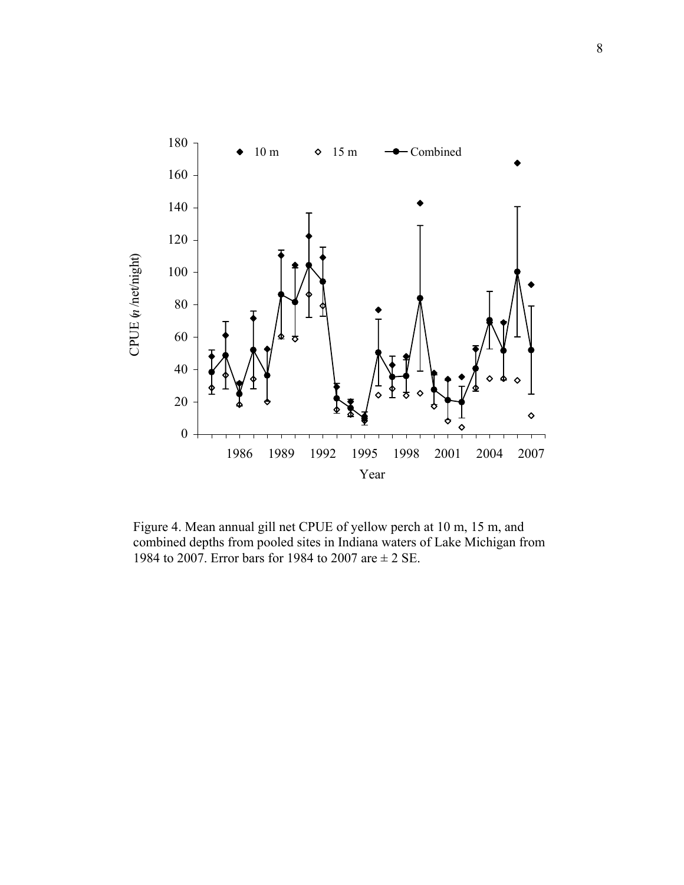Figure 4. Mean annual gill net CPUE of yellow perch at 10 m, 15 m, and combined depths from pooled sites in Indiana waters of Lake Michigan from 1984 to 2007. Error bars for 1984 to 2007 are ± 2 SE.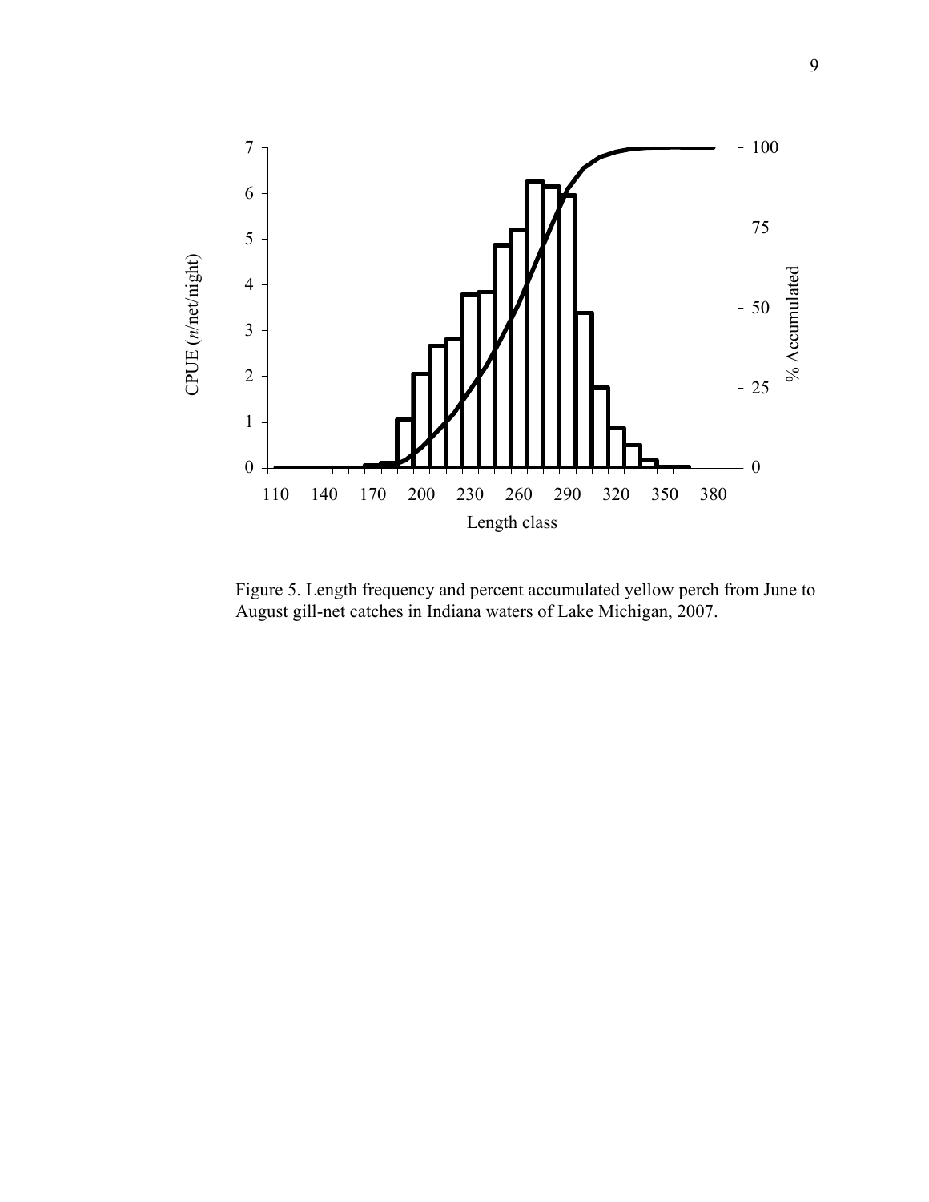Figure 5. Length frequency and percent accumulated yellow perch from June to August gill-net catches in Indiana waters of Lake Michigan, 2007.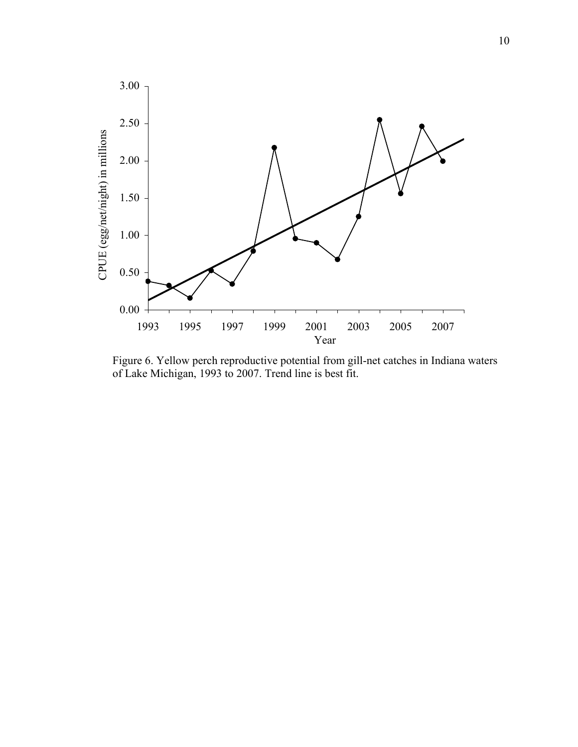Figure 6. Yellow perch reproductive potential from gill-net catches in Indiana waters of Lake Michigan, 1993 to 2007. Trend line is best fit.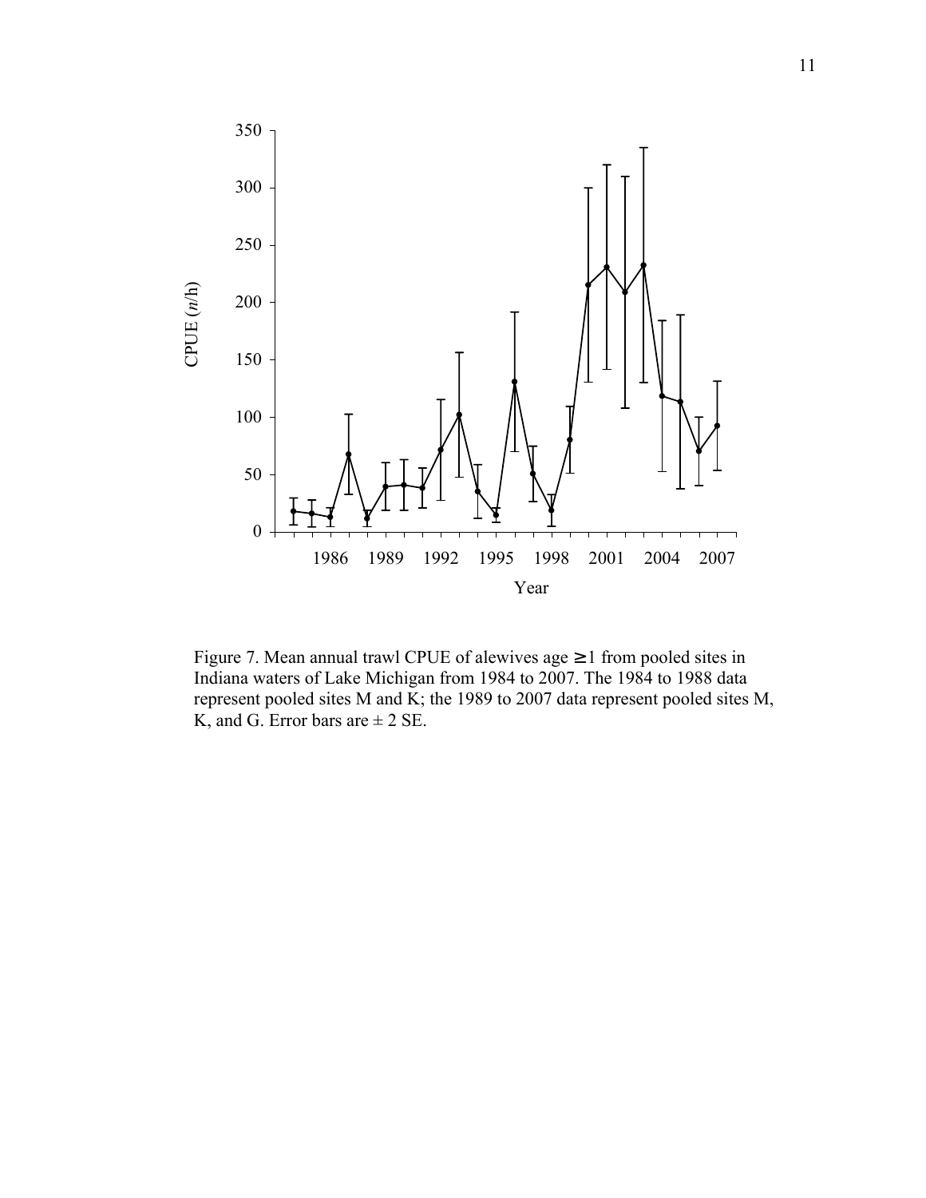Figure 7. Mean annual trawl CPUE of alewives age ≥ 1 from pooled sites in Indiana waters of Lake Michigan from 1984 to 2007. The 1984 to 1988 data represent pooled sites M and K; the 1989 to 2007 data represent pooled sites M, K, and G. Error bars are ± 2 SE.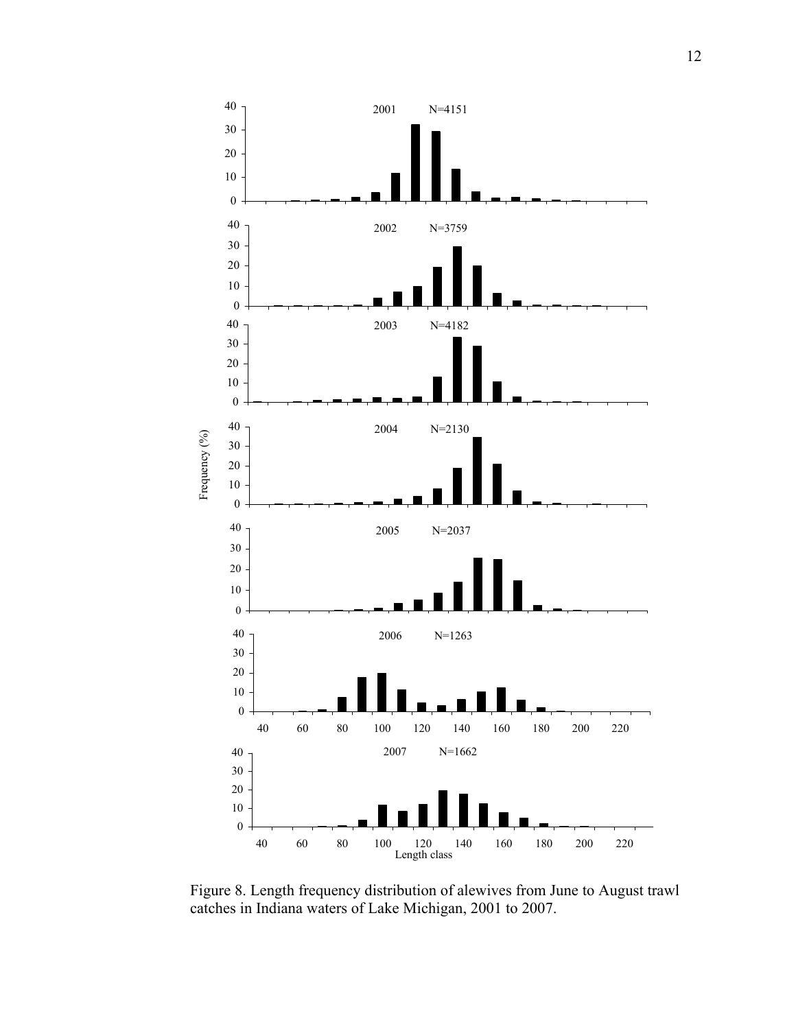Figure 8. Length frequency distribution of alewives from June to August trawl catches in Indiana waters of Lake Michigan, 2001 to 2007.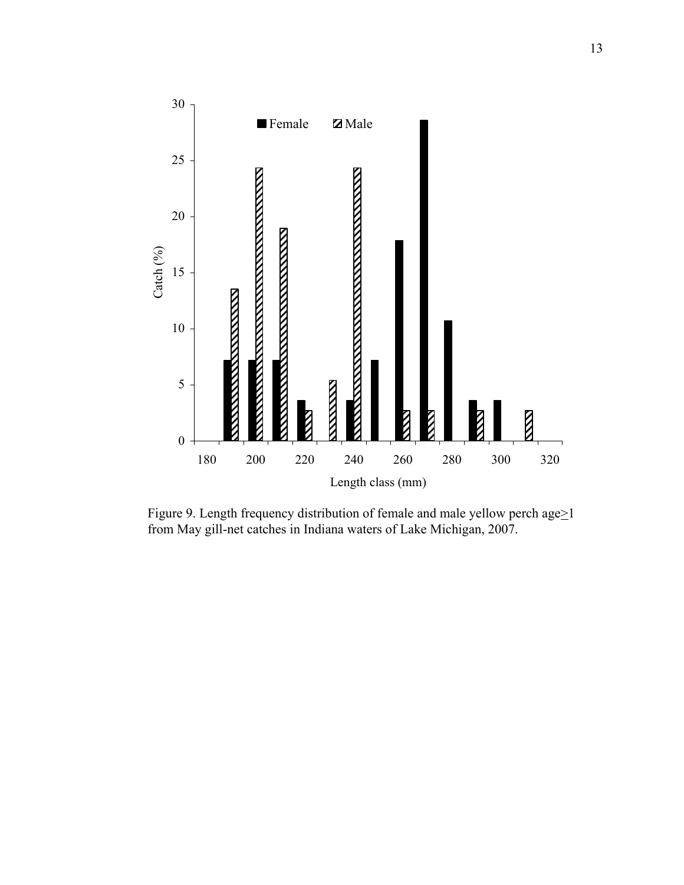Figure 9. Length frequency distribution of female and male yellow perch age≥1 from May gill-net catches in Indiana waters of Lake Michigan, 2007.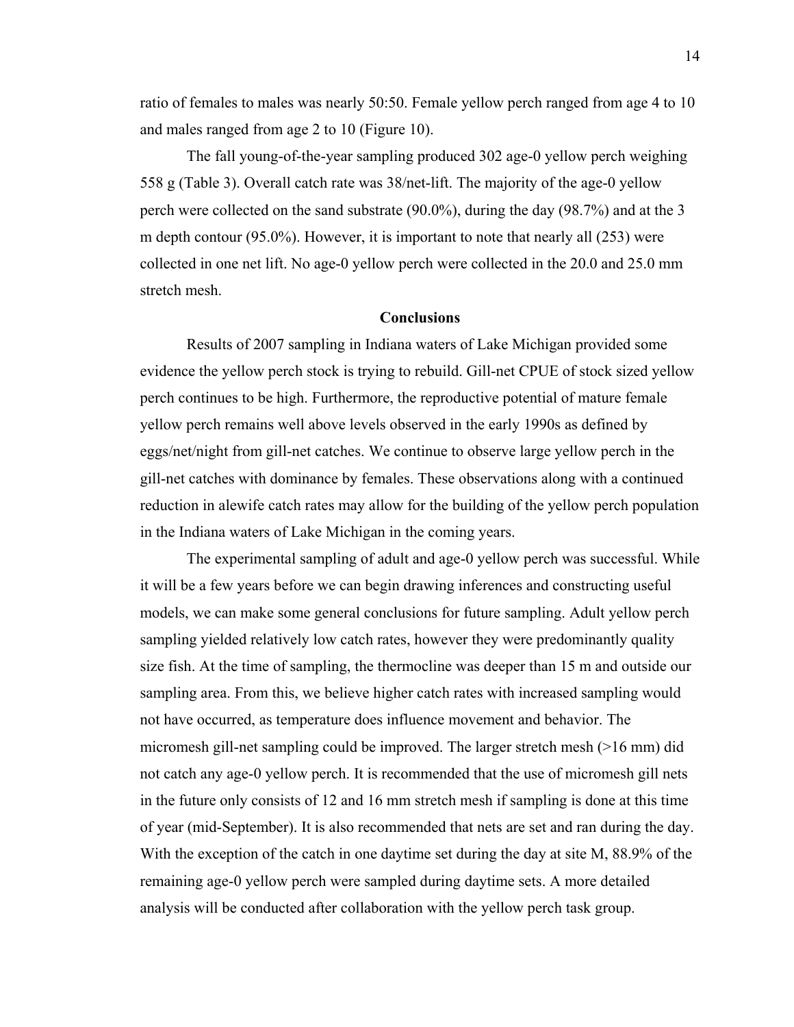ratio of females to males was nearly 50:50. Female yellow perch ranged from age 4 to 10 and males ranged from age 2 to 10 (Figure 10).

The fall young-of-the-year sampling produced 302 age-0 yellow perch weighing 558 g (Table 3). Overall catch rate was 38/net-lift. The majority of the age-0 yellow perch were collected on the sand substrate (90.0%), during the day (98.7%) and at the 3 m depth contour (95.0%). However, it is important to note that nearly all (253) were collected in one net lift. No age-0 yellow perch were collected in the 20.0 and 25.0 mm stretch mesh.

## Conclusions

Results of 2007 sampling in Indiana waters of Lake Michigan provided some evidence the yellow perch stock is trying to rebuild. Gill-net CPUE of stock sized yellow perch continues to be high. Furthermore, the reproductive potential of mature female yellow perch remains well above levels observed in the early 1990s as defined by eggs/net/night from gill-net catches. We continue to observe large yellow perch in the gill-net catches with dominance by females. These observations along with a continued reduction in alewife catch rates may allow for the building of the yellow perch population in the Indiana waters of Lake Michigan in the coming years.

The experimental sampling of adult and age-0 yellow perch was successful. While it will be a few years before we can begin drawing inferences and constructing useful models, we can make some general conclusions for future sampling. Adult yellow perch sampling yielded relatively low catch rates, however they were predominantly quality size fish. At the time of sampling, the thermocline was deeper than 15 m and outside our sampling area. From this, we believe higher catch rates with increased sampling would not have occurred, as temperature does influence movement and behavior. The micromesh gill-net sampling could be improved. The larger stretch mesh (>16 mm) did not catch any age-0 yellow perch. It is recommended that the use of micromesh gill nets in the future only consists of 12 and 16 mm stretch mesh if sampling is done at this time of year (mid-September). It is also recommended that nets are set and ran during the day. With the exception of the catch in one daytime set during the day at site M, 88.9% of the remaining age-0 yellow perch were sampled during daytime sets. A more detailed analysis will be conducted after collaboration with the yellow perch task group.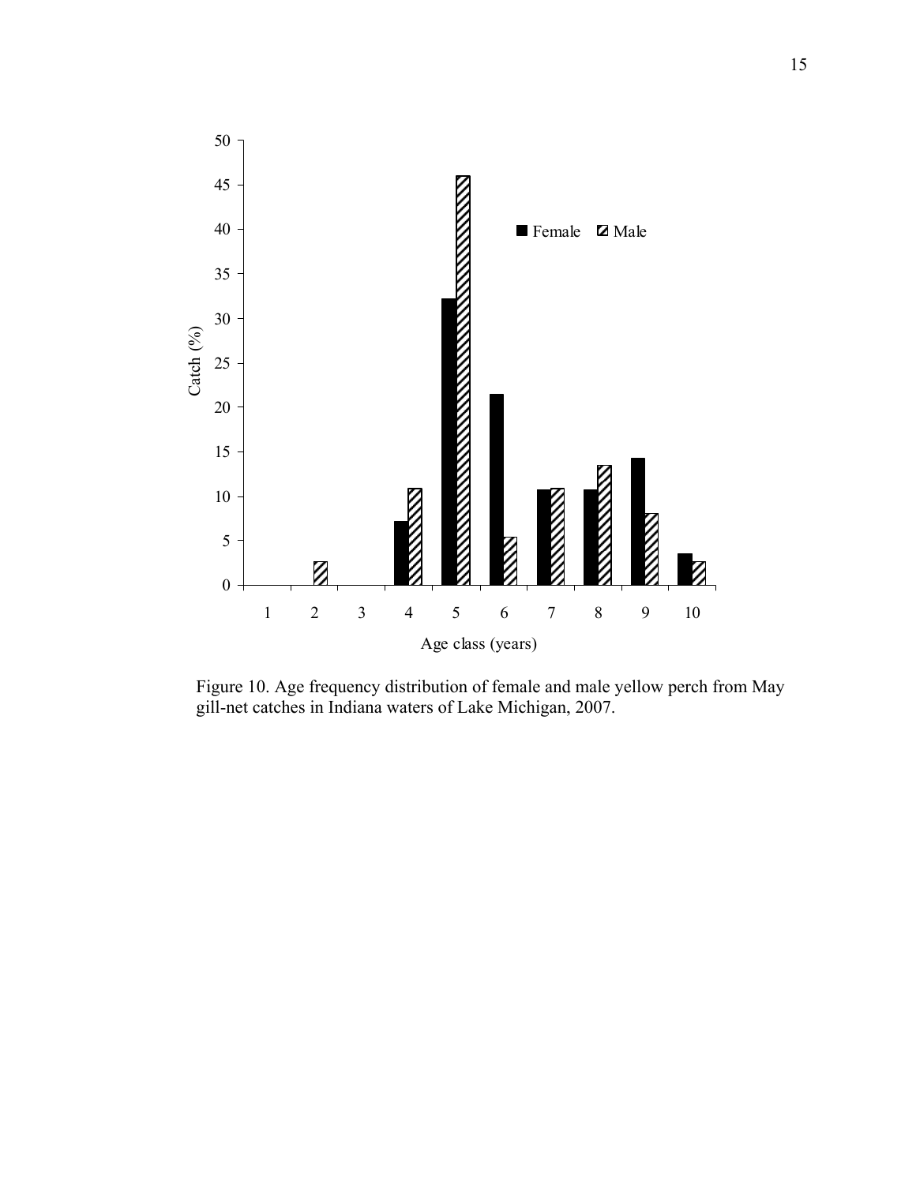Figure 10. Age frequency distribution of female and male yellow perch from May gill-net catches in Indiana waters of Lake Michigan, 2007.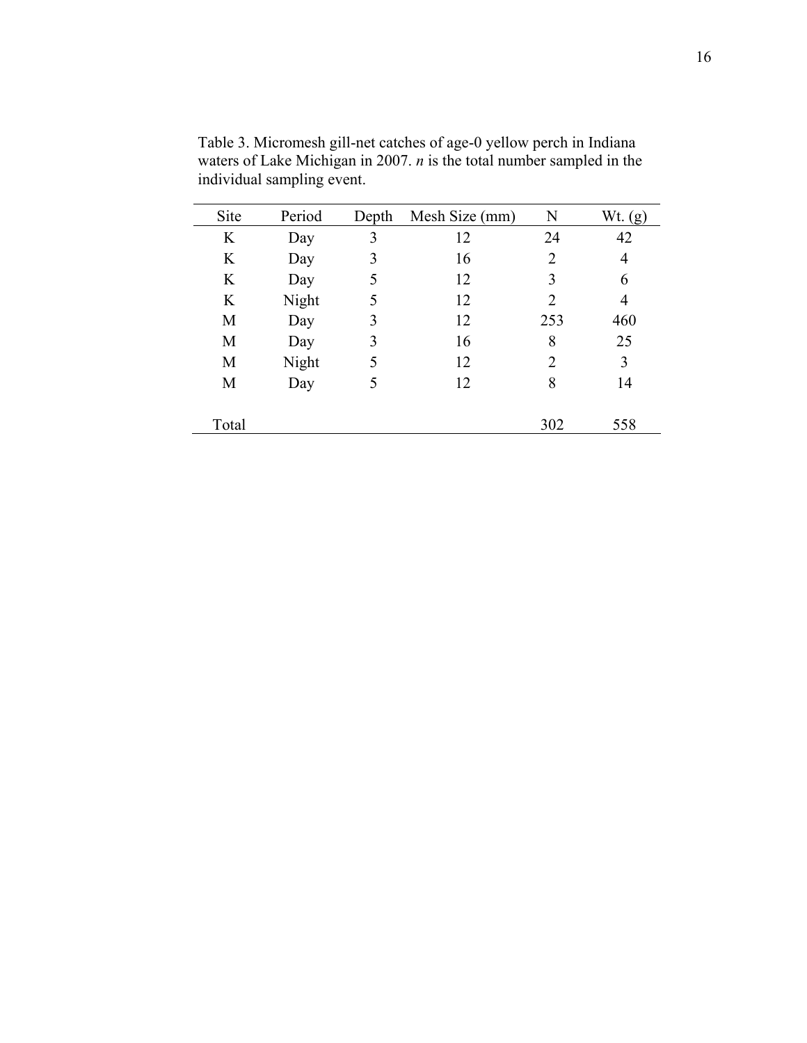Table 3. Micromesh gill-net catches of age-0 yellow perch in Indiana waters of Lake Michigan in 2007. *n* is the total number sampled in the individual sampling event.

| Site | Period | Depth | Mesh Size (mm) | N | Wt. (g) |
|---|---|---|---|---|---|
| K | Day | 3 | 12 | 24 | 42 |
| K | Day | 3 | 16 | 2 | 4 |
| K | Day | 5 | 12 | 3 | 6 |
| K | Night | 5 | 12 | 2 | 4 |
| M | Day | 3 | 12 | 253 | 460 |
| M | Day | 3 | 16 | 8 | 25 |
| M | Night | 5 | 12 | 2 | 3 |
| M | Day | 5 | 12 | 8 | 14 |
| Total | | | | 302 | 558 |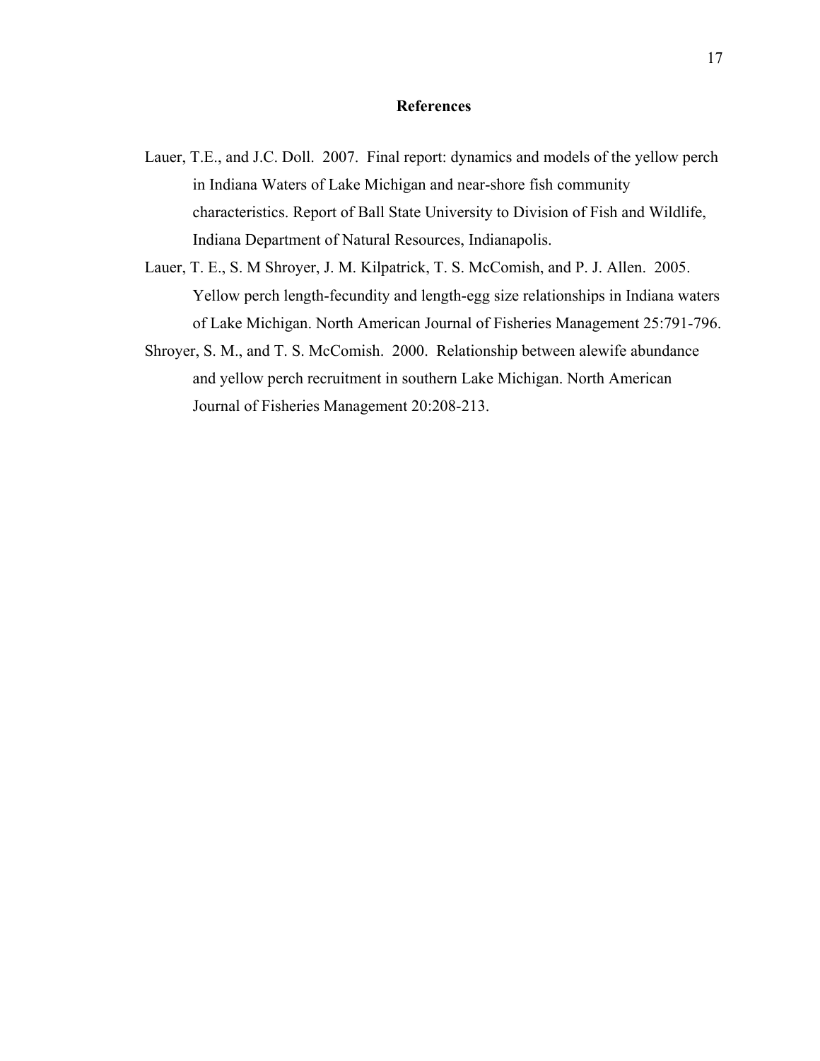## References

Lauer, T.E., and J.C. Doll. 2007. Final report: dynamics and models of the yellow perch in Indiana Waters of Lake Michigan and near-shore fish community characteristics. Report of Ball State University to Division of Fish and Wildlife, Indiana Department of Natural Resources, Indianapolis.

Lauer, T. E., S. M Shroyer, J. M. Kilpatrick, T. S. McComish, and P. J. Allen. 2005. Yellow perch length-fecundity and length-egg size relationships in Indiana waters of Lake Michigan. North American Journal of Fisheries Management 25:791-796.

Shroyer, S. M., and T. S. McComish. 2000. Relationship between alewife abundance and yellow perch recruitment in southern Lake Michigan. North American Journal of Fisheries Management 20:208-213.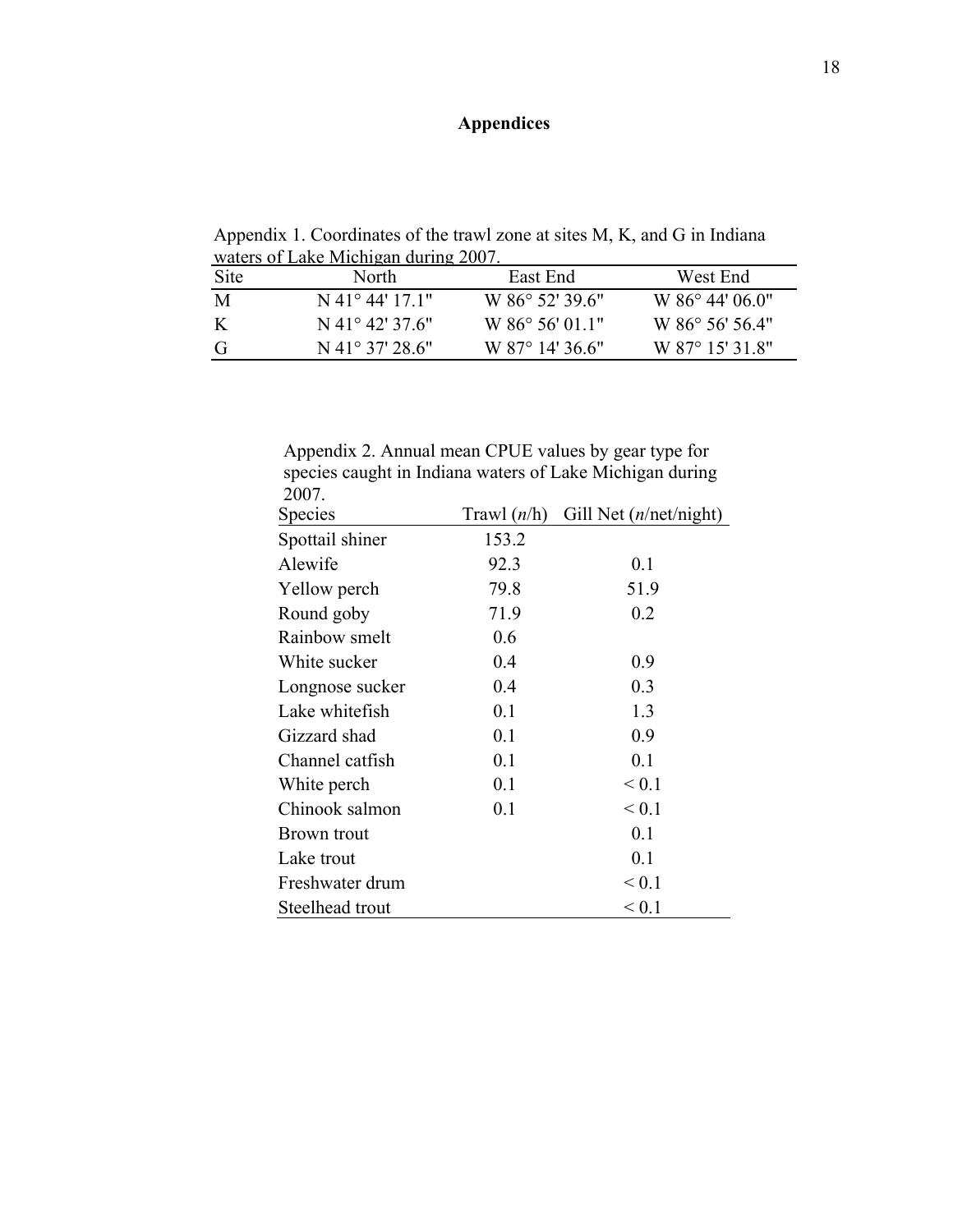# Appendices

Appendix 1. Coordinates of the trawl zone at sites M, K, and G in Indiana waters of Lake Michigan during 2007.

| Site | North | East End | West End |
|---|---|---|---|
| M | N 41° 44' 17.1" | W 86° 52' 39.6" | W 86° 44' 06.0" |
| K | N 41° 42' 37.6" | W 86° 56' 01.1" | W 86° 56' 56.4" |
| G | N 41° 37' 28.6" | W 87° 14' 36.6" | W 87° 15' 31.8" |

Appendix 2. Annual mean CPUE values by gear type for species caught in Indiana waters of Lake Michigan during 2007.

| Species | Trawl (*n*/h) | Gill Net (*n*/net/night) |
|---|---|---|
| Spottail shiner | 153.2 | |
| Alewife | 92.3 | 0.1 |
| Yellow perch | 79.8 | 51.9 |
| Round goby | 71.9 | 0.2 |
| Rainbow smelt | 0.6 | |
| White sucker | 0.4 | 0.9 |
| Longnose sucker | 0.4 | 0.3 |
| Lake whitefish | 0.1 | 1.3 |
| Gizzard shad | 0.1 | 0.9 |
| Channel catfish | 0.1 | 0.1 |
| White perch | 0.1 | < 0.1 |
| Chinook salmon | 0.1 | < 0.1 |
| Brown trout | | 0.1 |
| Lake trout | | 0.1 |
| Freshwater drum | | < 0.1 |
| Steelhead trout | | < 0.1 |